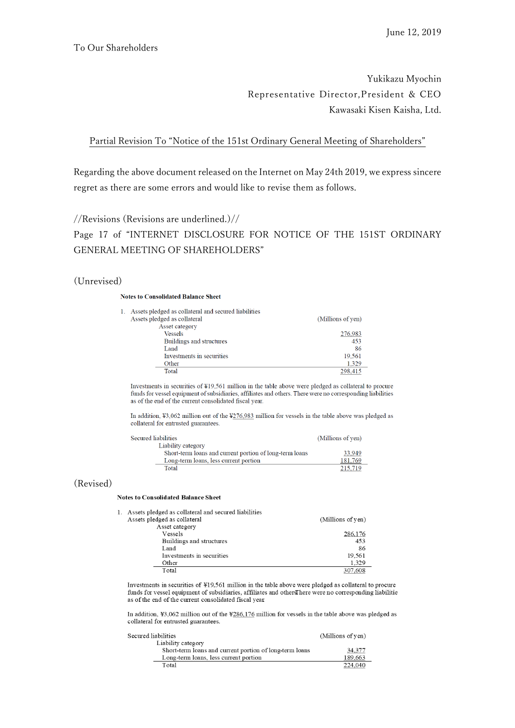June 12, 2019

To Our Shareholders

Yukikazu Myochin
Representative Director, President & CEO
Kawasaki Kisen Kaisha, Ltd.

## Partial Revision To "Notice of the 151st Ordinary General Meeting of Shareholders"

Regarding the above document released on the Internet on May 24th 2019, we express sincere regret as there are some errors and would like to revise them as follows.

//Revisions (Revisions are underlined.)//

Page 17 of "INTERNET DISCLOSURE FOR NOTICE OF THE 151ST ORDINARY GENERAL MEETING OF SHAREHOLDERS"

(Unrevised)

**Notes to Consolidated Balance Sheet**

1. Assets pledged as collateral and secured liabilities

Assets pledged as collateral

| Asset category | (Millions of yen) |
|---|---|
| Vessels | 276,983 |
| Buildings and structures | 453 |
| Land | 86 |
| Investments in securities | 19,561 |
| Other | 1,329 |
| Total | 298,415 |

Investments in securities of ¥19,561 million in the table above were pledged as collateral to procure funds for vessel equipment of subsidiaries, affiliates and others. There were no corresponding liabilities as of the end of the current consolidated fiscal year.

In addition, ¥3,062 million out of the ¥276,983 million for vessels in the table above was pledged as collateral for entrusted guarantees.

Secured liabilities

| Liability category | (Millions of yen) |
|---|---|
| Short-term loans and current portion of long-term loans | 33,949 |
| Long-term loans, less current portion | 181,769 |
| Total | 215,719 |

(Revised)

**Notes to Consolidated Balance Sheet**

1. Assets pledged as collateral and secured liabilities

Assets pledged as collateral

| Asset category | (Millions of yen) |
|---|---|
| Vessels | <u>286,176</u> |
| Buildings and structures | 453 |
| Land | 86 |
| Investments in securities | 19,561 |
| Other | 1,329 |
| Total | <u>307,608</u> |

Investments in securities of ¥19,561 million in the table above were pledged as collateral to procure funds for vessel equipment of subsidiaries, affiliates and others. There were no corresponding liabilitie as of the end of the current consolidated fiscal year.

In addition, ¥3,062 million out of the ¥<u>286,176</u> million for vessels in the table above was pledged as collateral for entrusted guarantees.

Secured liabilities

| Liability category | (Millions of yen) |
|---|---|
| Short-term loans and current portion of long-term loans | <u>34,377</u> |
| Long-term loans, less current portion | <u>189,663</u> |
| Total | <u>224,040</u> |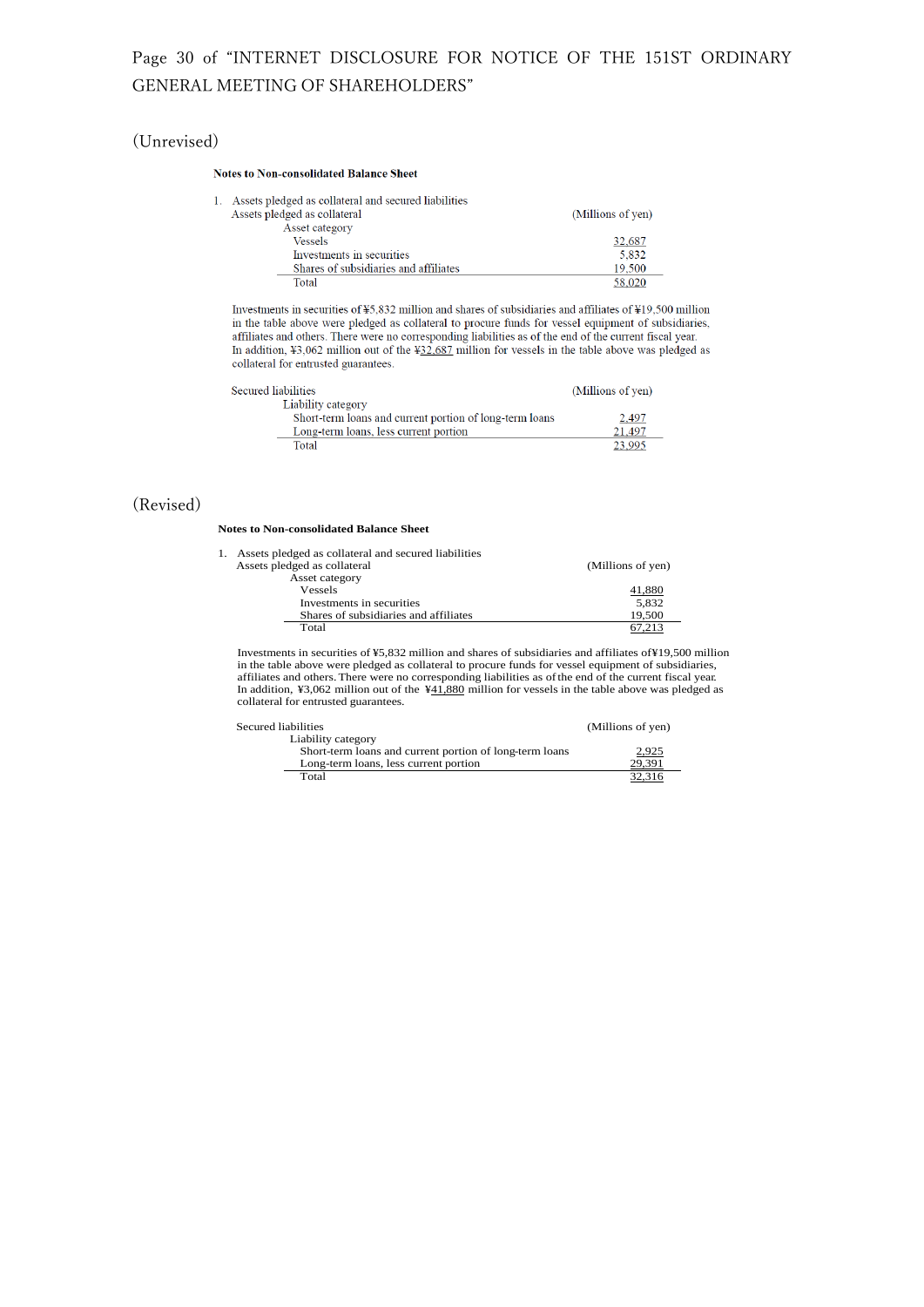Page 30 of "INTERNET DISCLOSURE FOR NOTICE OF THE 151ST ORDINARY GENERAL MEETING OF SHAREHOLDERS"

(Unrevised)

**Notes to Non-consolidated Balance Sheet**

1. Assets pledged as collateral and secured liabilities

Assets pledged as collateral

| Asset category | (Millions of yen) |
|---|---|
| Vessels | 32,687 |
| Investments in securities | 5,832 |
| Shares of subsidiaries and affiliates | 19,500 |
| Total | 58,020 |

Investments in securities of ¥5,832 million and shares of subsidiaries and affiliates of ¥19,500 million in the table above were pledged as collateral to procure funds for vessel equipment of subsidiaries, affiliates and others. There were no corresponding liabilities as of the end of the current fiscal year. In addition, ¥3,062 million out of the ¥32,687 million for vessels in the table above was pledged as collateral for entrusted guarantees.

Secured liabilities

| Liability category | (Millions of yen) |
|---|---|
| Short-term loans and current portion of long-term loans | 2,497 |
| Long-term loans, less current portion | 21,497 |
| Total | 23,995 |

(Revised)

**Notes to Non-consolidated Balance Sheet**

1. Assets pledged as collateral and secured liabilities

Assets pledged as collateral

| Asset category | (Millions of yen) |
|---|---|
| Vessels | 41,880 |
| Investments in securities | 5,832 |
| Shares of subsidiaries and affiliates | 19,500 |
| Total | 67,213 |

Investments in securities of ¥5,832 million and shares of subsidiaries and affiliates of¥19,500 million in the table above were pledged as collateral to procure funds for vessel equipment of subsidiaries, affiliates and others. There were no corresponding liabilities as of the end of the current fiscal year. In addition, ¥3,062 million out of the ¥41,880 million for vessels in the table above was pledged as collateral for entrusted guarantees.

Secured liabilities

| Liability category | (Millions of yen) |
|---|---|
| Short-term loans and current portion of long-term loans | 2,925 |
| Long-term loans, less current portion | 29,391 |
| Total | 32,316 |